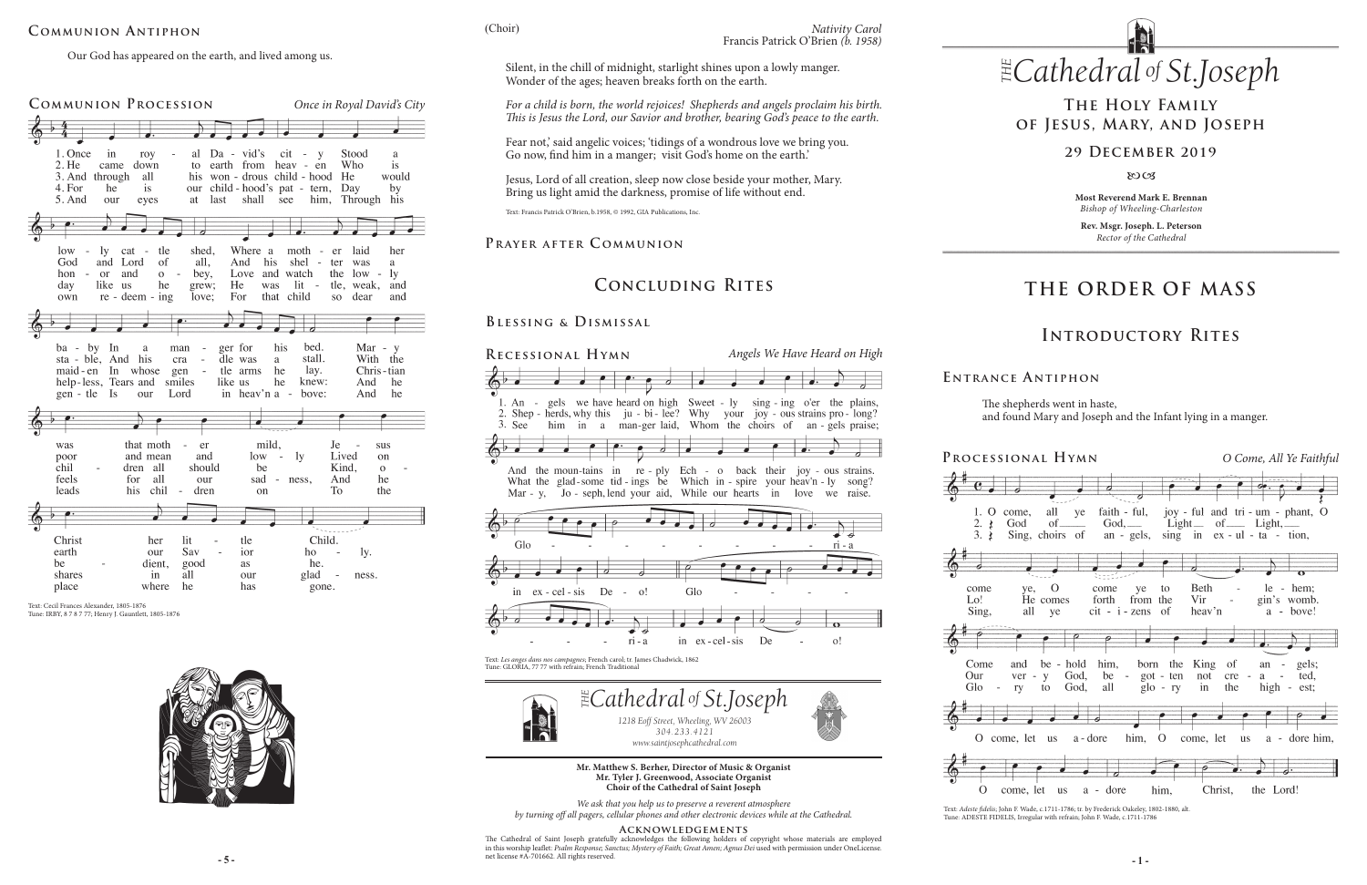## Communion Antiphon

Our God has appeared on the earth, and lived among us.

## Communion Procession

*Once in Royal David's City*

1. Once in royal David's city Stood a lowly cattle shed, Where a mother laid her baby In a manger for his bed. Mary was that mother mild, Jesus Christ her little Child.
2. He came down to earth from heaven Who is God and Lord of all, And his shelter was a stable, And his cradle was a stall. With the poor and mean and lowly Lived on earth our Savior holy.
3. And through all his wondrous childhood He would honor and obey, Love and watch the lowly maiden In whose gentle arms he lay. Christian children all should be Kind, obedient, good as he.
4. For he is our childhood's pattern, Day by day like us he grew; He was little, weak, and helpless, Tears and smiles like us he knew: And he feels for all our sadness, And he shares in all our gladness.
5. And our eyes at last shall see him, Through his own redeeming love; For that child so dear and gentle Is our Lord in heav'n above: And he leads his children on To the place where he has gone.

Text: Cecil Frances Alexander, 1805-1876
Tune: IRBY, 8 7 8 7 77; Henry J. Gauntlett, 1805-1876

(Choir) *Nativity Carol*
Francis Patrick O'Brien *(b. 1958)*

Silent, in the chill of midnight, starlight shines upon a lowly manger.
Wonder of the ages; heaven breaks forth on the earth.

*For a child is born, the world rejoices! Shepherds and angels proclaim his birth.*
*This is Jesus the Lord, our Savior and brother, bearing God's peace to the earth.*

Fear not,' said angelic voices; 'tidings of a wondrous love we bring you.
Go now, find him in a manger; visit God's home on the earth.'

Jesus, Lord of all creation, sleep now close beside your mother, Mary.
Bring us light amid the darkness, promise of life without end.

Text: Francis Patrick O'Brien, b.1958, © 1992, GIA Publications, Inc.

## Prayer after Communion

# Concluding Rites

## Blessing & Dismissal

## Recessional Hymn

*Angels We Have Heard on High*

1. Angels we have heard on high Sweetly singing o'er the plains, And the mountains in reply Echo back their joyous strains.
2. Shepherds, why this jubilee? Why your joyous strains prolong? What the gladsome tidings be Which inspire your heav'nly song?
3. See him in a manger laid, Whom the choirs of angels praise; Mary, Joseph, lend your aid, While our hearts in love we raise.

Gloria in excelsis Deo! Gloria in excelsis Deo!

Text: *Les anges dans nos campagnes*; French carol; tr. James Chadwick, 1862
Tune: GLORIA, 77 77 with refrain; French Traditional

*The Cathedral of St.Joseph*
1218 Eoff Street, Wheeling, WV 26003
304.233.4121
www.saintjosephcathedral.com

**Mr. Matthew S. Berher, Director of Music & Organist**
**Mr. Tyler J. Greenwood, Associate Organist**
**Choir of the Cathedral of Saint Joseph**

*We ask that you help us to preserve a reverent atmosphere by turning off all pagers, cellular phones and other electronic devices while at the Cathedral.*

**Acknowledgements**

The Cathedral of Saint Joseph gratefully acknowledges the following holders of copyright whose materials are employed in this worship leaflet: *Psalm Response; Sanctus; Mystery of Faith; Great Amen; Agnus Dei* used with permission under OneLicense.net license #A-701662. All rights reserved.

# The Cathedral of St.Joseph

## The Holy Family of Jesus, Mary, and Joseph

## 29 December 2019

**Most Reverend Mark E. Brennan**
*Bishop of Wheeling-Charleston*

**Rev. Msgr. Joseph. L. Peterson**
*Rector of the Cathedral*

# The Order of Mass

# Introductory Rites

## Entrance Antiphon

The shepherds went in haste,
and found Mary and Joseph and the Infant lying in a manger.

## Processional Hymn

*O Come, All Ye Faithful*

1. O come, all ye faithful, joyful and triumphant, O come ye, O come ye to Bethlehem; Come and behold him, born the King of angels;
2. God of God, Light of Light, Lo! He comes forth from the Virgin's womb. Our very God, begotten not created;
3. Sing, choirs of angels, sing in exultation, Sing, all ye citizens of heav'n above! Glory to God, all glory in the highest;

O come, let us adore him, O come, let us adore him, O come, let us adore him, Christ, the Lord!

Text: *Adeste fideles*; John F. Wade, c.1711-1786; tr. by Frederick Oakeley, 1802-1880, alt.
Tune: ADESTE FIDELIS, Irregular with refrain; John F. Wade, c.1711-1786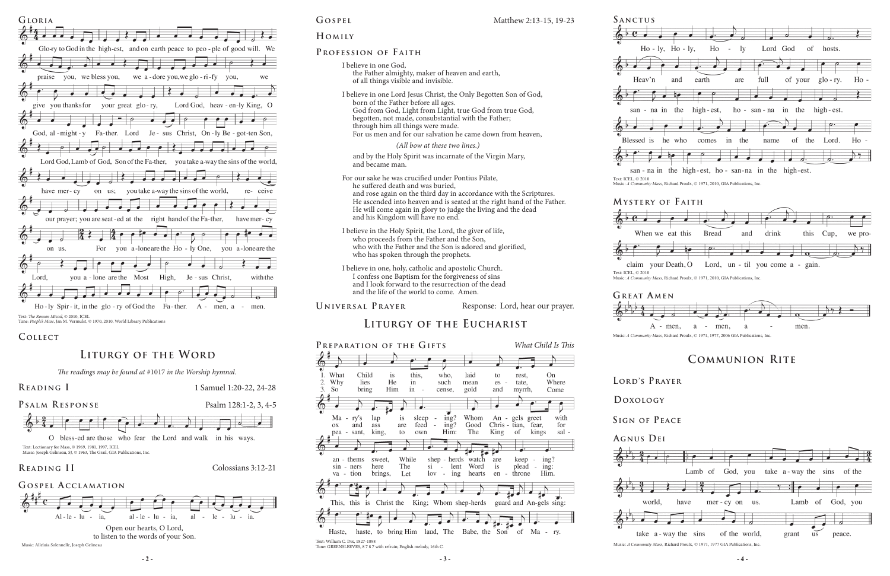## Gloria

Glo-ry to God in the high-est, and on earth peace to peo-ple of good will. We praise you, we bless you, we a-dore you, we glo-ri-fy you, we give you thanks for your great glo-ry, Lord God, heav-en-ly King, O God, al-might-y Fa-ther. Lord Je-sus Christ, On-ly Be-got-ten Son, Lord God, Lamb of God, Son of the Fa-ther, you take a-way the sins of the world, have mer-cy on us; you take a-way the sins of the world, re-ceive our prayer; you are seat-ed at the right hand of the Fa-ther, have mer-cy on us. For you a-lone are the Ho-ly One, you a-lone are the Lord, you a-lone are the Most High, Je-sus Christ, with the Ho-ly Spir-it, in the glo-ry of God the Fa-ther. A-men, a-men.

Text: *The Roman Missal*, © 2010, ICEL
Tune: *People's Mass*, Jan M. Vermulst, © 1970, 2010, World Library Publications

## Collect

# Liturgy of the Word

*The readings may be found at #1017 in the Worship hymnal.*

## Reading I
1 Samuel 1:20-22, 24-28

## Psalm Response
Psalm 128:1-2, 3, 4-5

O bless-ed are those who fear the Lord and walk in his ways.

Text: Lectionary for Mass, © 1969, 1981, 1997, ICEL
Music: Joseph Gelineau, SJ, © 1963, The Grail, GIA Publications, Inc.

## Reading II
Colossians 3:12-21

## Gospel Acclamation

Al-le-lu-ia, al-le-lu-ia, al-le-lu-ia.

Open our hearts, O Lord,
to listen to the words of your Son.

Music: Alleluia Solennelle, Joseph Gelineau

## Gospel
Matthew 2:13-15, 19-23

## Homily

## Profession of Faith

I believe in one God,
the Father almighty, maker of heaven and earth,
of all things visible and invisible.

I believe in one Lord Jesus Christ, the Only Begotten Son of God,
born of the Father before all ages.
God from God, Light from Light, true God from true God,
begotten, not made, consubstantial with the Father;
through him all things were made.
For us men and for our salvation he came down from heaven,

*(All bow at these two lines.)*

and by the Holy Spirit was incarnate of the Virgin Mary,
and became man.

For our sake he was crucified under Pontius Pilate,
he suffered death and was buried,
and rose again on the third day in accordance with the Scriptures.
He ascended into heaven and is seated at the right hand of the Father.
He will come again in glory to judge the living and the dead
and his Kingdom will have no end.

I believe in the Holy Spirit, the Lord, the giver of life,
who proceeds from the Father and the Son,
who with the Father and the Son is adored and glorified,
who has spoken through the prophets.

I believe in one, holy, catholic and apostolic Church.
I confess one Baptism for the forgiveness of sins
and I look forward to the resurrection of the dead
and the life of the world to come. Amen.

## Universal Prayer
Response: Lord, hear our prayer.

# Liturgy of the Eucharist

## Preparation of the Gifts
*What Child Is This*

1. What Child is this, who, laid to rest, On Ma-ry's lap is sleep-ing? Whom An-gels greet with an-thems sweet, While shep-herds watch are keep-ing?
2. Why lies He in such mean es-tate, Where ox and ass are feed-ing? Good Chris-tian, fear, for sin-ners here The si-lent Word is plead-ing:
3. So bring Him in-cense, gold and myrrh, Come pea-sant, king, to own Him: The King of kings sal-va-tion brings, Let lov-ing hearts en-throne Him.

This, this is Christ the King; Whom shep-herds guard and An-gels sing:
Haste, haste, to bring Him laud, The Babe, the Son of Ma-ry.

Text: William C. Dix, 1827-1898
Tune: GREENSLEEVES, 8 7 8 7 with refrain; English melody, 16th C.

## Sanctus

Ho-ly, Ho-ly, Ho-ly Lord God of hosts. Heav'n and earth are full of your glo-ry. Ho-san-na in the high-est, ho-san-na in the high-est. Blessed is he who comes in the name of the Lord. Ho-san-na in the high-est, ho-san-na in the high-est.

Text: ICEL, © 2010
Music: *A Community Mass*, Richard Proulx, © 1971, 2010, GIA Publications, Inc.

## Mystery of Faith

When we eat this Bread and drink this Cup, we pro-claim your Death, O Lord, un-til you come a-gain.

Text: ICEL, © 2010
Music: *A Community Mass*, Richard Proulx, © 1971, 2010, GIA Publications, Inc.

## Great Amen

A-men, a-men, a-men.

Music: *A Community Mass*, Richard Proulx, © 1971, 1977, 2006 GIA Publications, Inc.

# Communion Rite

## Lord's Prayer

## Doxology

## Sign of Peace

## Agnus Dei

Lamb of God, you take a-way the sins of the world, have mer-cy on us. Lamb of God, you take a-way the sins of the world, grant us peace.

Music: *A Community Mass*, Richard Proulx, © 1971, 1977 GIA Publications, Inc.